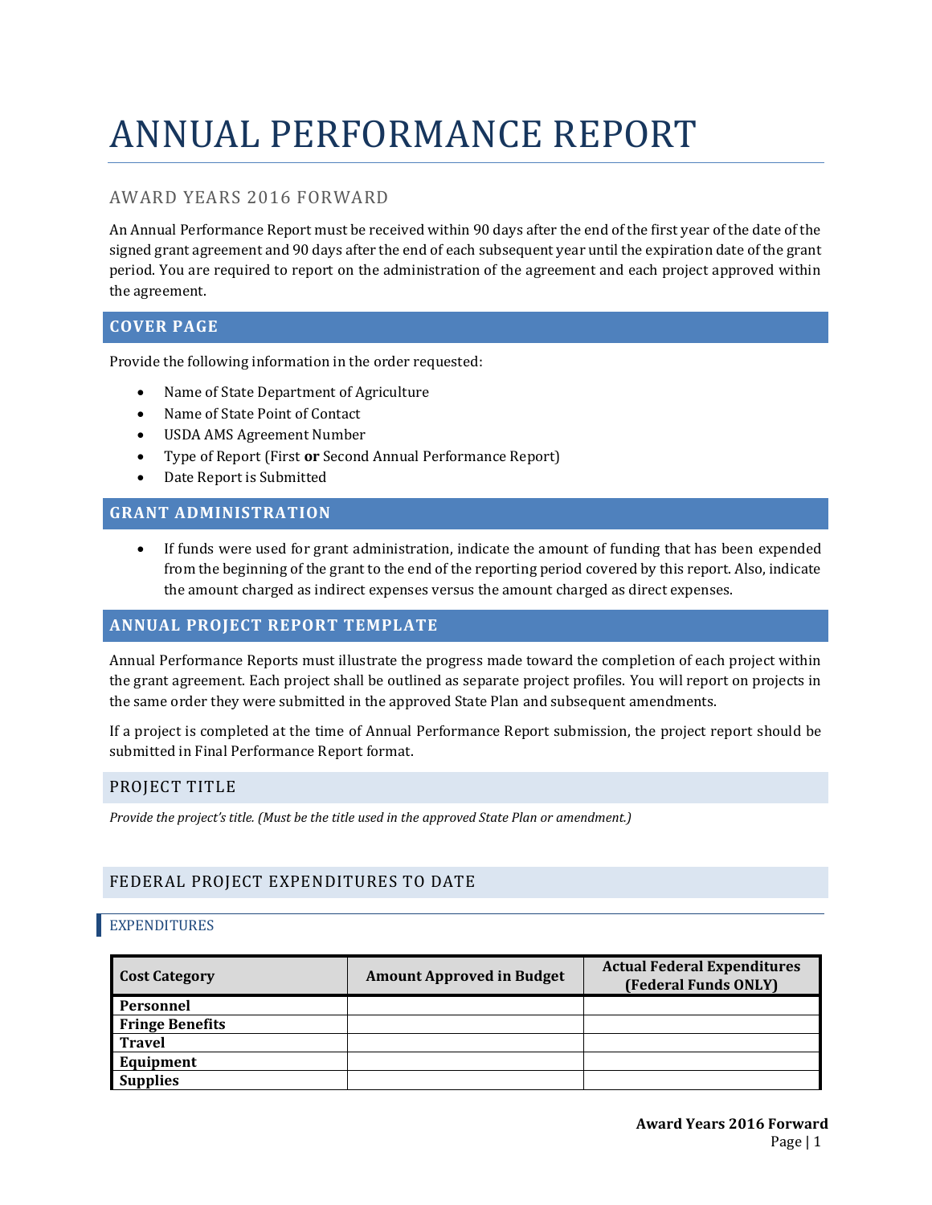# ANNUAL PERFORMANCE REPORT

## AWARD YEARS 2016 FORWARD

An Annual Performance Report must be received within 90 days after the end of the first year of the date of the signed grant agreement and 90 days after the end of each subsequent year until the expiration date of the grant period. You are required to report on the administration of the agreement and each project approved within the agreement.

## COVER PAGE

Provide the following information in the order requested:

- Name of State Department of Agriculture
- Name of State Point of Contact
- USDA AMS Agreement Number
- Type of Report (First **or** Second Annual Performance Report)
- Date Report is Submitted

## GRANT ADMINISTRATION

- If funds were used for grant administration, indicate the amount of funding that has been expended from the beginning of the grant to the end of the reporting period covered by this report. Also, indicate the amount charged as indirect expenses versus the amount charged as direct expenses.

## ANNUAL PROJECT REPORT TEMPLATE

Annual Performance Reports must illustrate the progress made toward the completion of each project within the grant agreement. Each project shall be outlined as separate project profiles. You will report on projects in the same order they were submitted in the approved State Plan and subsequent amendments.

If a project is completed at the time of Annual Performance Report submission, the project report should be submitted in Final Performance Report format.

### PROJECT TITLE

*Provide the project's title. (Must be the title used in the approved State Plan or amendment.)*

### FEDERAL PROJECT EXPENDITURES TO DATE

#### EXPENDITURES

| Cost Category | Amount Approved in Budget | Actual Federal Expenditures (Federal Funds ONLY) |
|---|---|---|
| **Personnel** | | |
| **Fringe Benefits** | | |
| **Travel** | | |
| **Equipment** | | |
| **Supplies** | | |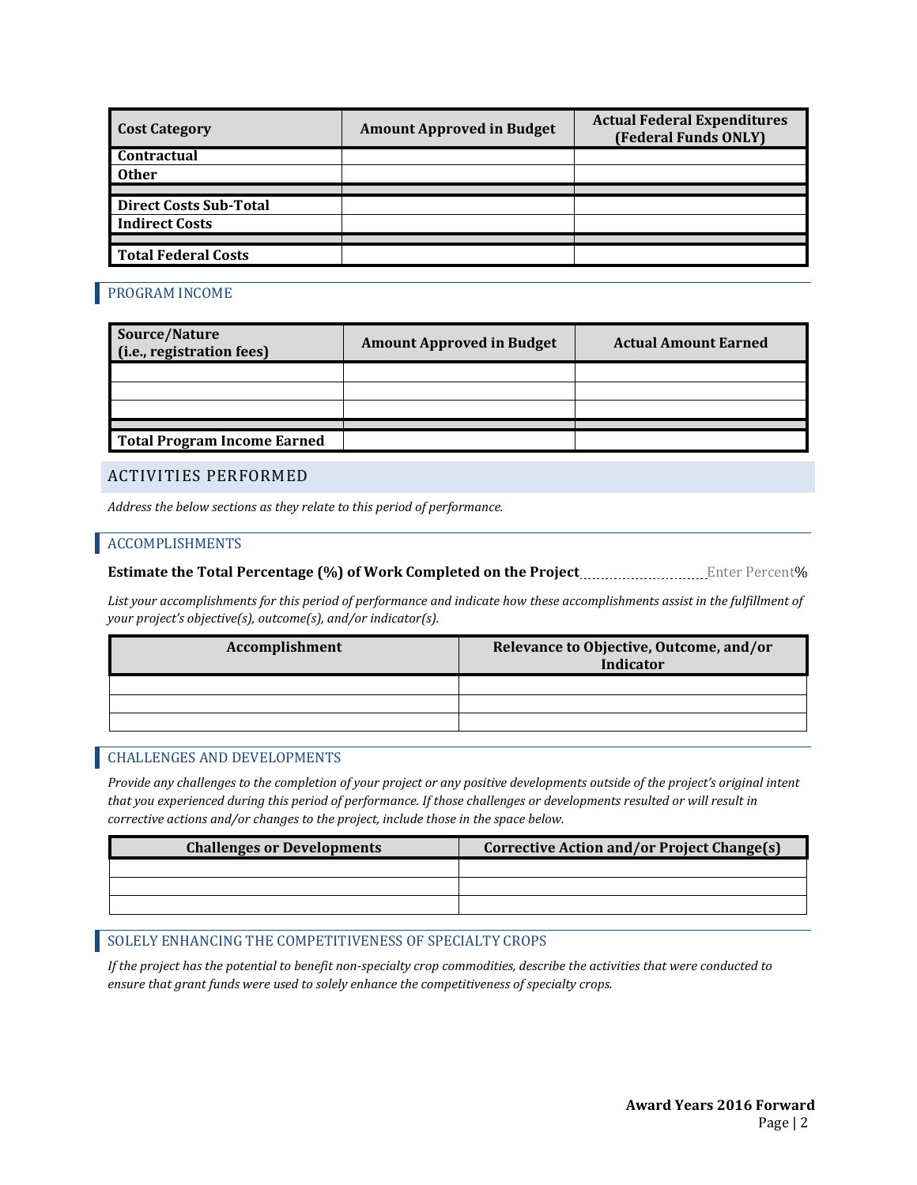| Cost Category | Amount Approved in Budget | Actual Federal Expenditures (Federal Funds ONLY) |
|---|---|---|
| **Contractual** | | |
| **Other** | | |
| | | |
| **Direct Costs Sub-Total** | | |
| **Indirect Costs** | | |
| | | |
| **Total Federal Costs** | | |

## PROGRAM INCOME

| Source/Nature (i.e., registration fees) | Amount Approved in Budget | Actual Amount Earned |
|---|---|---|
| | | |
| | | |
| | | |
| | | |
| **Total Program Income Earned** | | |

# ACTIVITIES PERFORMED

*Address the below sections as they relate to this period of performance.*

## ACCOMPLISHMENTS

**Estimate the Total Percentage (%) of Work Completed on the Project** ........................ Enter Percent%

*List your accomplishments for this period of performance and indicate how these accomplishments assist in the fulfillment of your project's objective(s), outcome(s), and/or indicator(s).*

| Accomplishment | Relevance to Objective, Outcome, and/or Indicator |
|---|---|
| | |
| | |
| | |

## CHALLENGES AND DEVELOPMENTS

*Provide any challenges to the completion of your project or any positive developments outside of the project's original intent that you experienced during this period of performance. If those challenges or developments resulted or will result in corrective actions and/or changes to the project, include those in the space below.*

| Challenges or Developments | Corrective Action and/or Project Change(s) |
|---|---|
| | |
| | |
| | |

## SOLELY ENHANCING THE COMPETITIVENESS OF SPECIALTY CROPS

*If the project has the potential to benefit non-specialty crop commodities, describe the activities that were conducted to ensure that grant funds were used to solely enhance the competitiveness of specialty crops.*